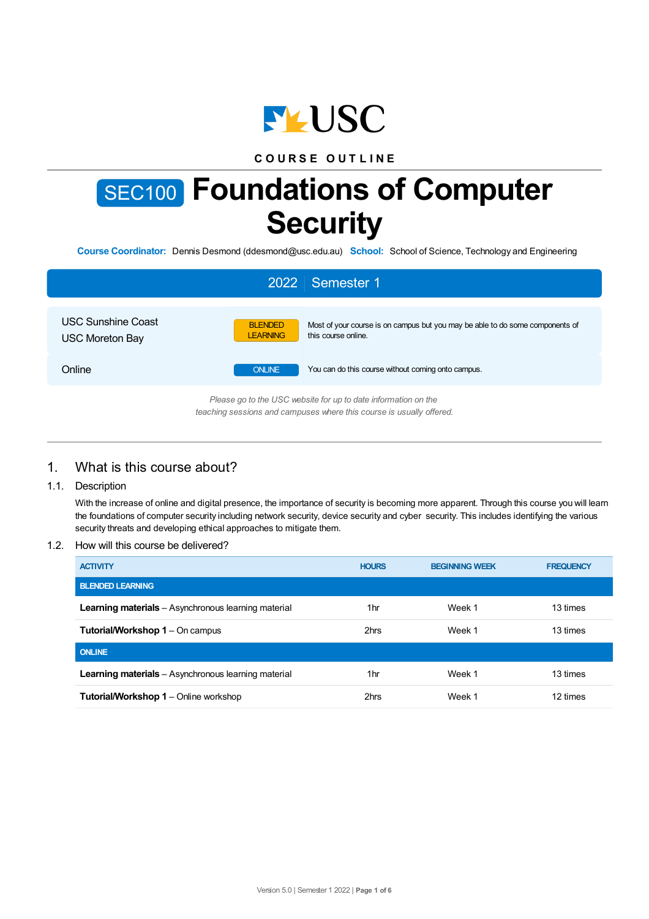COURSE OUTLINE

# SEC100 Foundations of Computer Security

**Course Coordinator:** Dennis Desmond (ddesmond@usc.edu.au) **School:** School of Science, Technology and Engineering

## 2022 Semester 1

| | | |
|---|---|---|
| USC Sunshine Coast<br>USC Moreton Bay | BLENDED LEARNING | Most of your course is on campus but you may be able to do some components of this course online. |
| Online | ONLINE | You can do this course without coming onto campus. |

*Please go to the USC website for up to date information on the teaching sessions and campuses where this course is usually offered.*

## 1. What is this course about?

### 1.1. Description

With the increase of online and digital presence, the importance of security is becoming more apparent. Through this course you will learn the foundations of computer security including network security, device security and cyber security. This includes identifying the various security threats and developing ethical approaches to mitigate them.

### 1.2. How will this course be delivered?

| ACTIVITY | HOURS | BEGINNING WEEK | FREQUENCY |
|---|---|---|---|
| **BLENDED LEARNING** | | | |
| **Learning materials** – Asynchronous learning material | 1hr | Week 1 | 13 times |
| **Tutorial/Workshop 1** – On campus | 2hrs | Week 1 | 13 times |
| **ONLINE** | | | |
| **Learning materials** – Asynchronous learning material | 1hr | Week 1 | 13 times |
| **Tutorial/Workshop 1** – Online workshop | 2hrs | Week 1 | 12 times |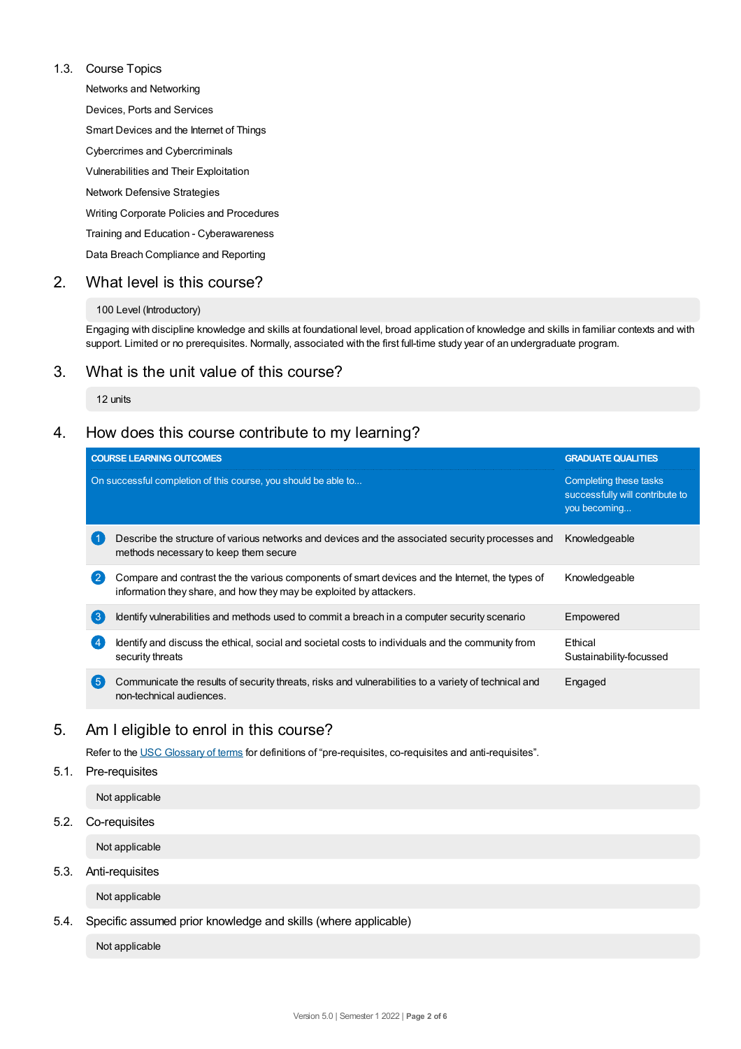### 1.3. Course Topics

Networks and Networking

Devices, Ports and Services

Smart Devices and the Internet of Things

Cybercrimes and Cybercriminals

Vulnerabilities and Their Exploitation

Network Defensive Strategies

Writing Corporate Policies and Procedures

Training and Education - Cyberawareness

Data Breach Compliance and Reporting

## 2. What level is this course?

100 Level (Introductory)

Engaging with discipline knowledge and skills at foundational level, broad application of knowledge and skills in familiar contexts and with support. Limited or no prerequisites. Normally, associated with the first full-time study year of an undergraduate program.

## 3. What is the unit value of this course?

12 units

## 4. How does this course contribute to my learning?

| COURSE LEARNING OUTCOMES<br>On successful completion of this course, you should be able to... | GRADUATE QUALITIES<br>Completing these tasks successfully will contribute to you becoming... |
|---|---|
| 1 Describe the structure of various networks and devices and the associated security processes and methods necessary to keep them secure | Knowledgeable |
| 2 Compare and contrast the the various components of smart devices and the Internet, the types of information they share, and how they may be exploited by attackers. | Knowledgeable |
| 3 Identify vulnerabilities and methods used to commit a breach in a computer security scenario | Empowered |
| 4 Identify and discuss the ethical, social and societal costs to individuals and the community from security threats | Ethical<br>Sustainability-focussed |
| 5 Communicate the results of security threats, risks and vulnerabilities to a variety of technical and non-technical audiences. | Engaged |

## 5. Am I eligible to enrol in this course?

Refer to the USC Glossary of terms for definitions of “pre-requisites, co-requisites and anti-requisites”.

### 5.1. Pre-requisites

Not applicable

### 5.2. Co-requisites

Not applicable

### 5.3. Anti-requisites

Not applicable

### 5.4. Specific assumed prior knowledge and skills (where applicable)

Not applicable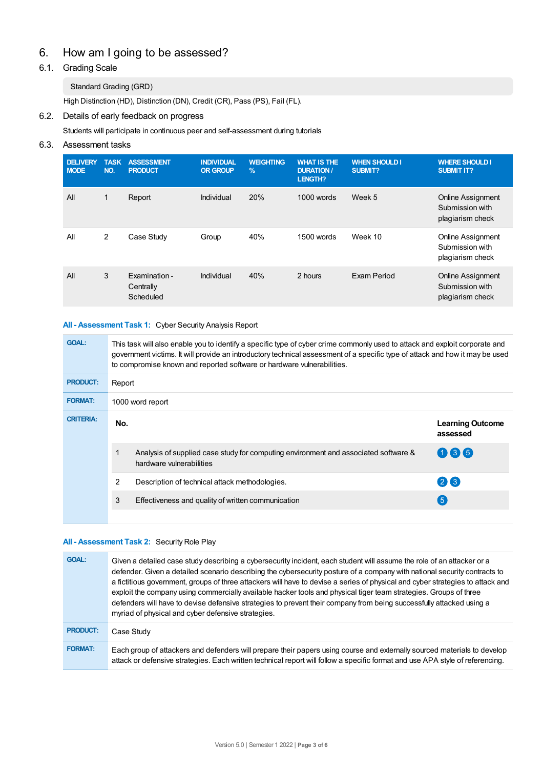## 6. How am I going to be assessed?

### 6.1. Grading Scale

Standard Grading (GRD)

High Distinction (HD), Distinction (DN), Credit (CR), Pass (PS), Fail (FL).

### 6.2. Details of early feedback on progress

Students will participate in continuous peer and self-assessment during tutorials

### 6.3. Assessment tasks

| DELIVERY MODE | TASK NO. | ASSESSMENT PRODUCT | INDIVIDUAL OR GROUP | WEIGHTING % | WHAT IS THE DURATION / LENGTH? | WHEN SHOULD I SUBMIT? | WHERE SHOULD I SUBMIT IT? |
|---|---|---|---|---|---|---|---|
| All | 1 | Report | Individual | 20% | 1000 words | Week 5 | Online Assignment Submission with plagiarism check |
| All | 2 | Case Study | Group | 40% | 1500 words | Week 10 | Online Assignment Submission with plagiarism check |
| All | 3 | Examination - Centrally Scheduled | Individual | 40% | 2 hours | Exam Period | Online Assignment Submission with plagiarism check |

**All - Assessment Task 1:** Cyber Security Analysis Report

**GOAL:** This task will also enable you to identify a specific type of cyber crime commonly used to attack and exploit corporate and government victims. It will provide an introductory technical assessment of a specific type of attack and how it may be used to compromise known and reported software or hardware vulnerabilities.

**PRODUCT:** Report

**FORMAT:** 1000 word report

**CRITERIA:**

| No. | | Learning Outcome assessed |
|---|---|---|
| 1 | Analysis of supplied case study for computing environment and associated software & hardware vulnerabilities | 1 3 5 |
| 2 | Description of technical attack methodologies. | 2 3 |
| 3 | Effectiveness and quality of written communication | 5 |

**All - Assessment Task 2:** Security Role Play

**GOAL:** Given a detailed case study describing a cybersecurity incident, each student will assume the role of an attacker or a defender. Given a detailed scenario describing the cybersecurity posture of a company with national security contracts to a fictitious government, groups of three attackers will have to devise a series of physical and cyber strategies to attack and exploit the company using commercially available hacker tools and physical tiger team strategies. Groups of three defenders will have to devise defensive strategies to prevent their company from being successfully attacked using a myriad of physical and cyber defensive strategies.

**PRODUCT:** Case Study

**FORMAT:** Each group of attackers and defenders will prepare their papers using course and externally sourced materials to develop attack or defensive strategies. Each written technical report will follow a specific format and use APA style of referencing.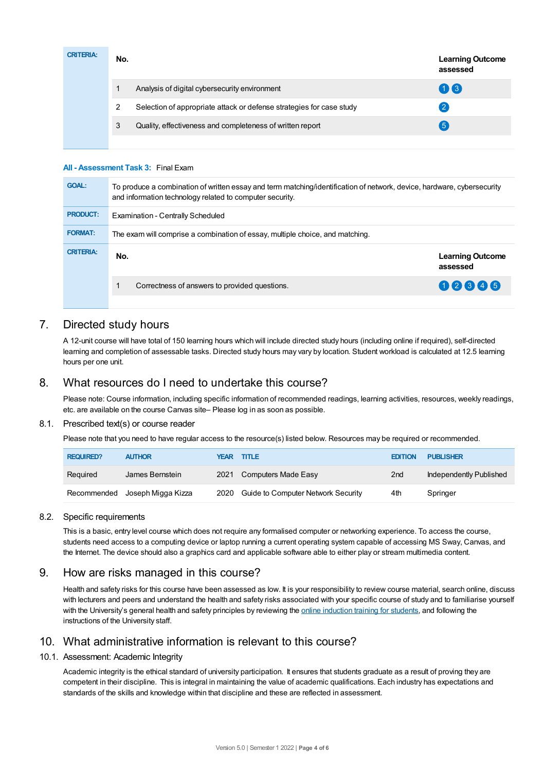| CRITERIA: | No. | | Learning Outcome assessed |
|---|---|---|---|
| | 1 | Analysis of digital cybersecurity environment | 1 3 |
| | 2 | Selection of appropriate attack or defense strategies for case study | 2 |
| | 3 | Quality, effectiveness and completeness of written report | 5 |

**All - Assessment Task 3:** Final Exam

| | |
|---|---|
| **GOAL:** | To produce a combination of written essay and term matching/identification of network, device, hardware, cybersecurity and information technology related to computer security. |
| **PRODUCT:** | Examination - Centrally Scheduled |
| **FORMAT:** | The exam will comprise a combination of essay, multiple choice, and matching. |

| CRITERIA: | No. | | Learning Outcome assessed |
|---|---|---|---|
| | 1 | Correctness of answers to provided questions. | 1 2 3 4 5 |

## 7. Directed study hours

A 12-unit course will have total of 150 learning hours which will include directed study hours (including online if required), self-directed learning and completion of assessable tasks. Directed study hours may vary by location. Student workload is calculated at 12.5 learning hours per one unit.

## 8. What resources do I need to undertake this course?

Please note: Course information, including specific information of recommended readings, learning activities, resources, weekly readings, etc. are available on the course Canvas site– Please log in as soon as possible.

### 8.1. Prescribed text(s) or course reader

Please note that you need to have regular access to the resource(s) listed below. Resources may be required or recommended.

| REQUIRED? | AUTHOR | YEAR | TITLE | EDITION | PUBLISHER |
|---|---|---|---|---|---|
| Required | James Bernstein | 2021 | Computers Made Easy | 2nd | Independently Published |
| Recommended | Joseph Migga Kizza | 2020 | Guide to Computer Network Security | 4th | Springer |

### 8.2. Specific requirements

This is a basic, entry level course which does not require any formalised computer or networking experience. To access the course, students need access to a computing device or laptop running a current operating system capable of accessing MS Sway, Canvas, and the Internet. The device should also a graphics card and applicable software able to either play or stream multimedia content.

## 9. How are risks managed in this course?

Health and safety risks for this course have been assessed as low. It is your responsibility to review course material, search online, discuss with lecturers and peers and understand the health and safety risks associated with your specific course of study and to familiarise yourself with the University's general health and safety principles by reviewing the online induction training for students, and following the instructions of the University staff.

## 10. What administrative information is relevant to this course?

### 10.1. Assessment: Academic Integrity

Academic integrity is the ethical standard of university participation. It ensures that students graduate as a result of proving they are competent in their discipline. This is integral in maintaining the value of academic qualifications. Each industry has expectations and standards of the skills and knowledge within that discipline and these are reflected in assessment.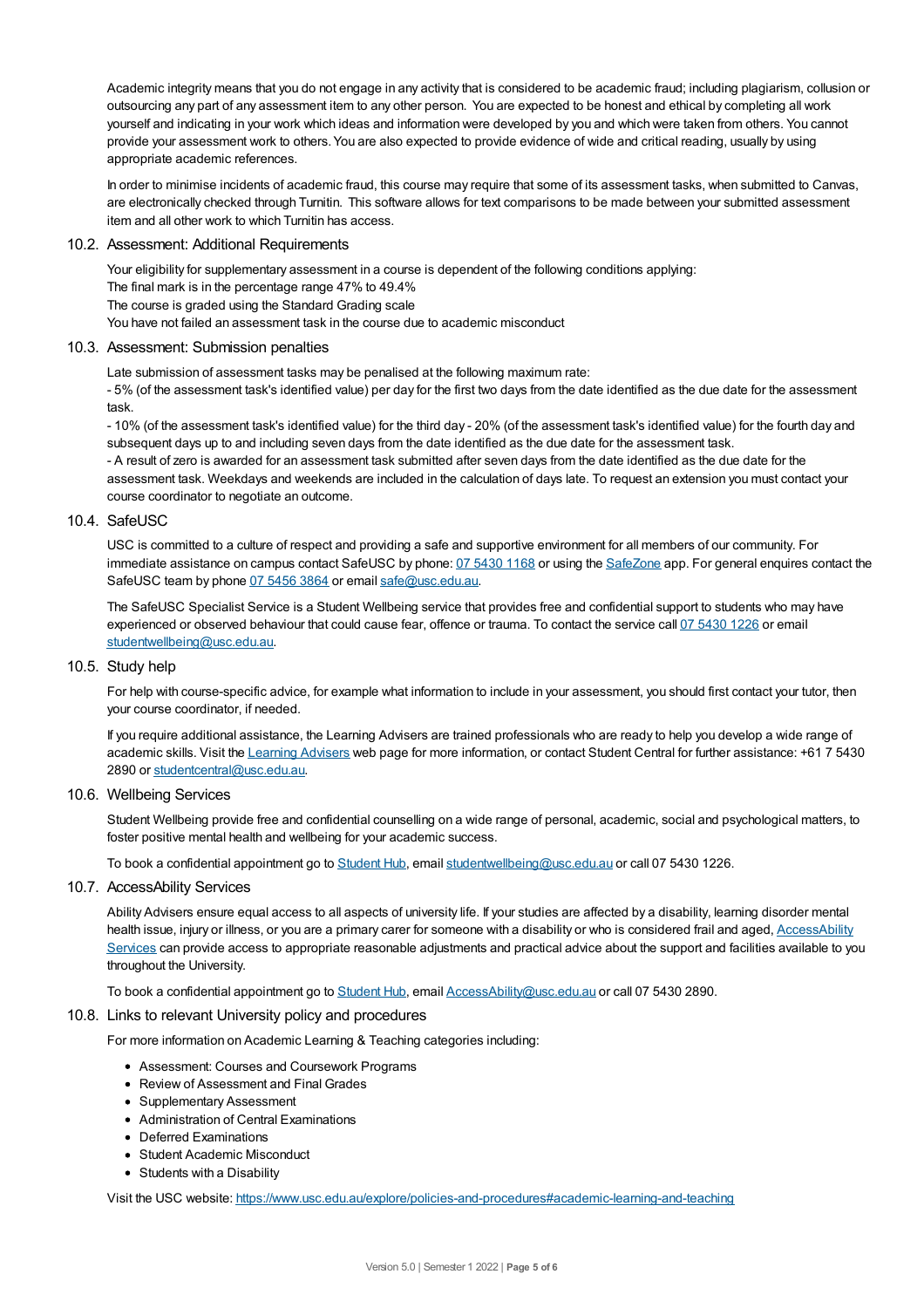Academic integrity means that you do not engage in any activity that is considered to be academic fraud; including plagiarism, collusion or outsourcing any part of any assessment item to any other person. You are expected to be honest and ethical by completing all work yourself and indicating in your work which ideas and information were developed by you and which were taken from others. You cannot provide your assessment work to others. You are also expected to provide evidence of wide and critical reading, usually by using appropriate academic references.

In order to minimise incidents of academic fraud, this course may require that some of its assessment tasks, when submitted to Canvas, are electronically checked through Turnitin. This software allows for text comparisons to be made between your submitted assessment item and all other work to which Turnitin has access.

### 10.2. Assessment: Additional Requirements

Your eligibility for supplementary assessment in a course is dependent of the following conditions applying:
The final mark is in the percentage range 47% to 49.4%
The course is graded using the Standard Grading scale
You have not failed an assessment task in the course due to academic misconduct

### 10.3. Assessment: Submission penalties

Late submission of assessment tasks may be penalised at the following maximum rate:
- 5% (of the assessment task's identified value) per day for the first two days from the date identified as the due date for the assessment task.
- 10% (of the assessment task's identified value) for the third day - 20% (of the assessment task's identified value) for the fourth day and subsequent days up to and including seven days from the date identified as the due date for the assessment task.
- A result of zero is awarded for an assessment task submitted after seven days from the date identified as the due date for the assessment task. Weekdays and weekends are included in the calculation of days late. To request an extension you must contact your course coordinator to negotiate an outcome.

### 10.4. SafeUSC

USC is committed to a culture of respect and providing a safe and supportive environment for all members of our community. For immediate assistance on campus contact SafeUSC by phone: 07 5430 1168 or using the SafeZone app. For general enquires contact the SafeUSC team by phone 07 5456 3864 or email safe@usc.edu.au.

The SafeUSC Specialist Service is a Student Wellbeing service that provides free and confidential support to students who may have experienced or observed behaviour that could cause fear, offence or trauma. To contact the service call 07 5430 1226 or email studentwellbeing@usc.edu.au.

### 10.5. Study help

For help with course-specific advice, for example what information to include in your assessment, you should first contact your tutor, then your course coordinator, if needed.

If you require additional assistance, the Learning Advisers are trained professionals who are ready to help you develop a wide range of academic skills. Visit the Learning Advisers web page for more information, or contact Student Central for further assistance: +61 7 5430 2890 or studentcentral@usc.edu.au.

### 10.6. Wellbeing Services

Student Wellbeing provide free and confidential counselling on a wide range of personal, academic, social and psychological matters, to foster positive mental health and wellbeing for your academic success.

To book a confidential appointment go to Student Hub, email studentwellbeing@usc.edu.au or call 07 5430 1226.

### 10.7. AccessAbility Services

Ability Advisers ensure equal access to all aspects of university life. If your studies are affected by a disability, learning disorder mental health issue, injury or illness, or you are a primary carer for someone with a disability or who is considered frail and aged, AccessAbility Services can provide access to appropriate reasonable adjustments and practical advice about the support and facilities available to you throughout the University.

To book a confidential appointment go to Student Hub, email AccessAbility@usc.edu.au or call 07 5430 2890.

### 10.8. Links to relevant University policy and procedures

For more information on Academic Learning & Teaching categories including:

- Assessment: Courses and Coursework Programs
- Review of Assessment and Final Grades
- Supplementary Assessment
- Administration of Central Examinations
- Deferred Examinations
- Student Academic Misconduct
- Students with a Disability

Visit the USC website: https://www.usc.edu.au/explore/policies-and-procedures#academic-learning-and-teaching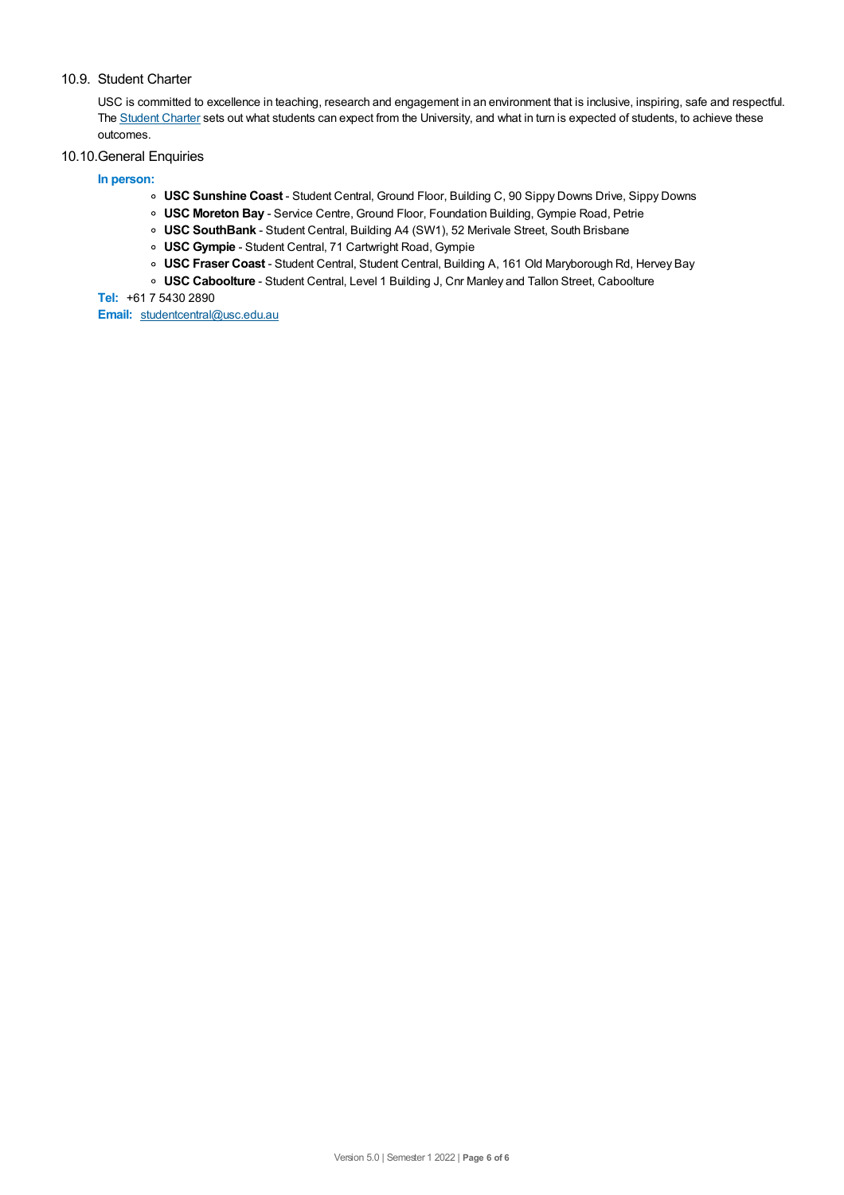### 10.9. Student Charter

USC is committed to excellence in teaching, research and engagement in an environment that is inclusive, inspiring, safe and respectful. The Student Charter sets out what students can expect from the University, and what in turn is expected of students, to achieve these outcomes.

### 10.10. General Enquiries

**In person:**

- **USC Sunshine Coast** - Student Central, Ground Floor, Building C, 90 Sippy Downs Drive, Sippy Downs
- **USC Moreton Bay** - Service Centre, Ground Floor, Foundation Building, Gympie Road, Petrie
- **USC SouthBank** - Student Central, Building A4 (SW1), 52 Merivale Street, South Brisbane
- **USC Gympie** - Student Central, 71 Cartwright Road, Gympie
- **USC Fraser Coast** - Student Central, Student Central, Building A, 161 Old Maryborough Rd, Hervey Bay
- **USC Caboolture** - Student Central, Level 1 Building J, Cnr Manley and Tallon Street, Caboolture

**Tel:** +61 7 5430 2890

**Email:** studentcentral@usc.edu.au